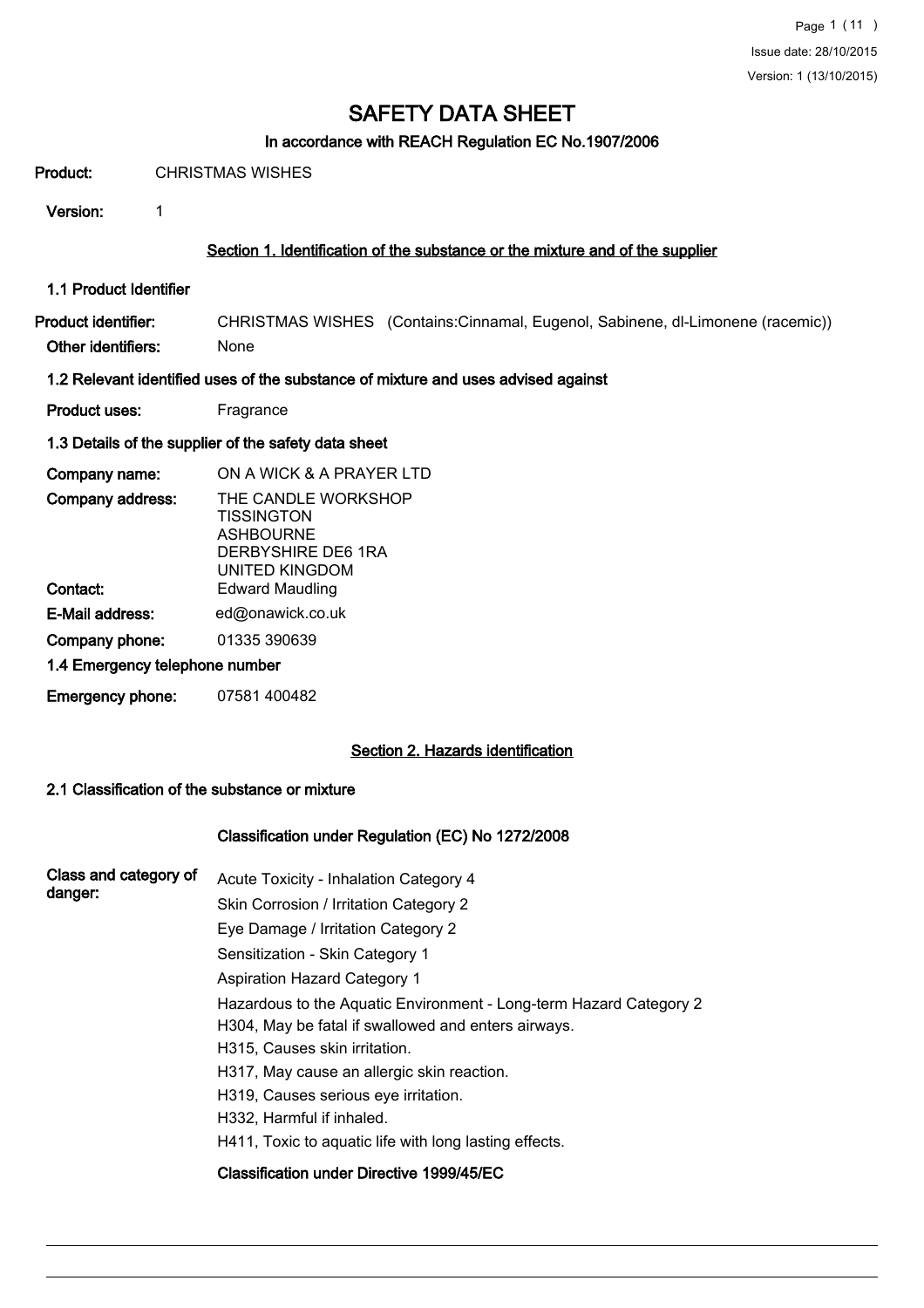# SAFETY DATA SHEET

## In accordance with REACH Regulation EC No.1907/2006

**Product:** CHRISTMAS WISHES

**Version:** 1

### Section 1. Identification of the substance or the mixture and of the supplier

#### 1.1 Product Identifier

**Product identifier:** CHRISTMAS WISHES (Contains:Cinnamal, Eugenol, Sabinene, dl-Limonene (racemic))

**Other identifiers:** None

#### 1.2 Relevant identified uses of the substance of mixture and uses advised against

**Product uses:** Fragrance

#### 1.3 Details of the supplier of the safety data sheet

**Company name:** ON A WICK & A PRAYER LTD

**Company address:** THE CANDLE WORKSHOP
TISSINGTON
ASHBOURNE
DERBYSHIRE DE6 1RA
UNITED KINGDOM

**Contact:** Edward Maudling

**E-Mail address:** ed@onawick.co.uk

**Company phone:** 01335 390639

#### 1.4 Emergency telephone number

**Emergency phone:** 07581 400482

### Section 2. Hazards identification

#### 2.1 Classification of the substance or mixture

**Classification under Regulation (EC) No 1272/2008**

**Class and category of danger:**

- Acute Toxicity - Inhalation Category 4
- Skin Corrosion / Irritation Category 2
- Eye Damage / Irritation Category 2
- Sensitization - Skin Category 1
- Aspiration Hazard Category 1
- Hazardous to the Aquatic Environment - Long-term Hazard Category 2

- H304, May be fatal if swallowed and enters airways.
- H315, Causes skin irritation.
- H317, May cause an allergic skin reaction.
- H319, Causes serious eye irritation.
- H332, Harmful if inhaled.
- H411, Toxic to aquatic life with long lasting effects.

**Classification under Directive 1999/45/EC**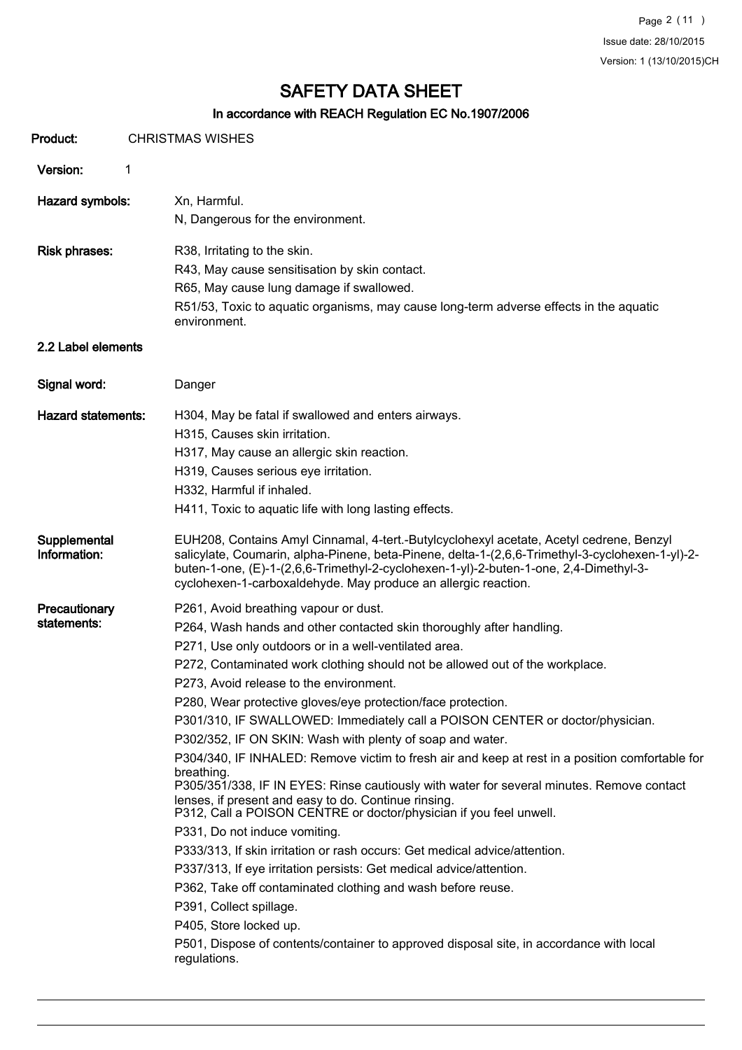# SAFETY DATA SHEET

## In accordance with REACH Regulation EC No.1907/2006

**Product:** CHRISTMAS WISHES

**Version:** 1

**Hazard symbols:**
Xn, Harmful.
N, Dangerous for the environment.

**Risk phrases:**
R38, Irritating to the skin.
R43, May cause sensitisation by skin contact.
R65, May cause lung damage if swallowed.
R51/53, Toxic to aquatic organisms, may cause long-term adverse effects in the aquatic environment.

### 2.2 Label elements

**Signal word:** Danger

**Hazard statements:**
H304, May be fatal if swallowed and enters airways.
H315, Causes skin irritation.
H317, May cause an allergic skin reaction.
H319, Causes serious eye irritation.
H332, Harmful if inhaled.
H411, Toxic to aquatic life with long lasting effects.

**Supplemental Information:**
EUH208, Contains Amyl Cinnamal, 4-tert.-Butylcyclohexyl acetate, Acetyl cedrene, Benzyl salicylate, Coumarin, alpha-Pinene, beta-Pinene, delta-1-(2,6,6-Trimethyl-3-cyclohexen-1-yl)-2-buten-1-one, (E)-1-(2,6,6-Trimethyl-2-cyclohexen-1-yl)-2-buten-1-one, 2,4-Dimethyl-3-cyclohexen-1-carboxaldehyde. May produce an allergic reaction.

**Precautionary statements:**
P261, Avoid breathing vapour or dust.
P264, Wash hands and other contacted skin thoroughly after handling.
P271, Use only outdoors or in a well-ventilated area.
P272, Contaminated work clothing should not be allowed out of the workplace.
P273, Avoid release to the environment.
P280, Wear protective gloves/eye protection/face protection.
P301/310, IF SWALLOWED: Immediately call a POISON CENTER or doctor/physician.
P302/352, IF ON SKIN: Wash with plenty of soap and water.
P304/340, IF INHALED: Remove victim to fresh air and keep at rest in a position comfortable for breathing.
P305/351/338, IF IN EYES: Rinse cautiously with water for several minutes. Remove contact lenses, if present and easy to do. Continue rinsing.
P312, Call a POISON CENTRE or doctor/physician if you feel unwell.
P331, Do not induce vomiting.
P333/313, If skin irritation or rash occurs: Get medical advice/attention.
P337/313, If eye irritation persists: Get medical advice/attention.
P362, Take off contaminated clothing and wash before reuse.
P391, Collect spillage.
P405, Store locked up.
P501, Dispose of contents/container to approved disposal site, in accordance with local regulations.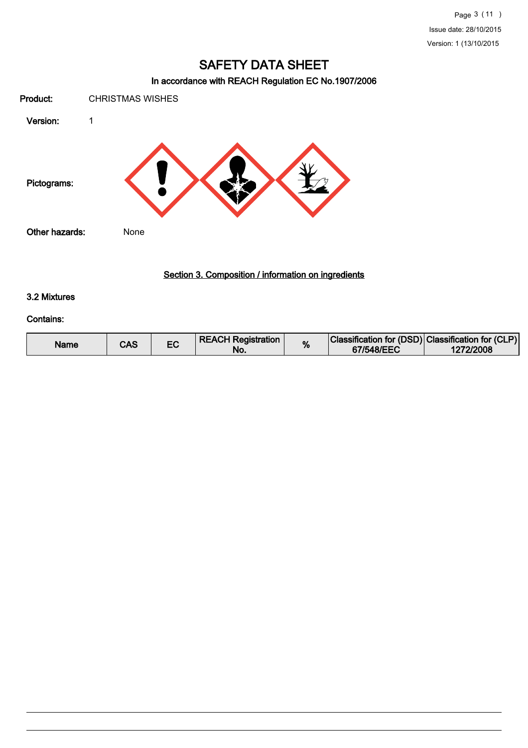# SAFETY DATA SHEET

**In accordance with REACH Regulation EC No.1907/2006**

**Product:** CHRISTMAS WISHES

**Version:** 1

**Pictograms:**

**Other hazards:** None

## Section 3. Composition / information on ingredients

### 3.2 Mixtures

**Contains:**

| Name | CAS | EC | REACH Registration No. | % | Classification for (DSD) 67/548/EEC | Classification for (CLP) 1272/2008 |
|---|---|---|---|---|---|---|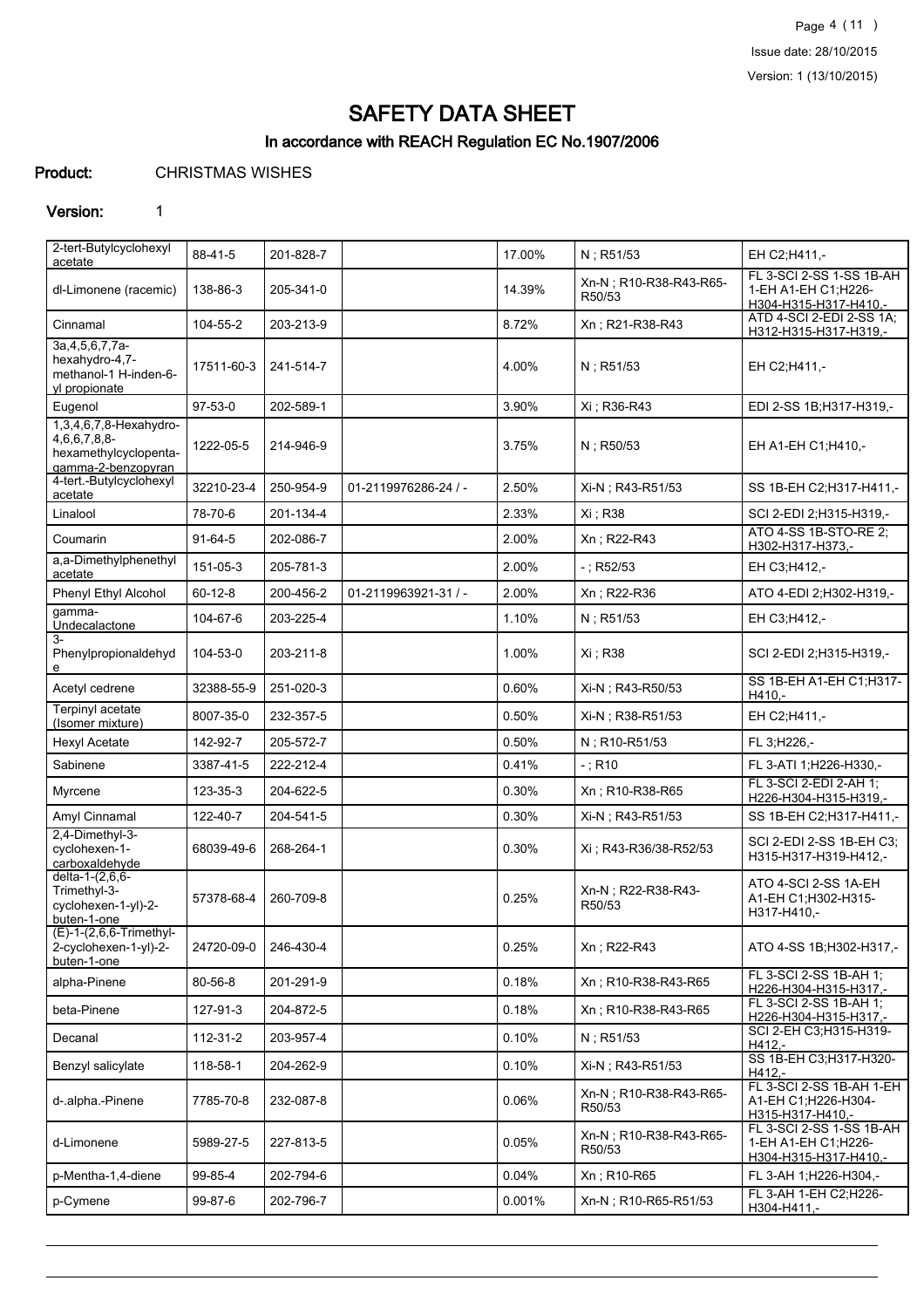# SAFETY DATA SHEET

## In accordance with REACH Regulation EC No.1907/2006

**Product:** CHRISTMAS WISHES

**Version:** 1

| | | | | | | |
|---|---|---|---|---|---|---|
| 2-tert-Butylcyclohexyl acetate | 88-41-5 | 201-828-7 | | 17.00% | N ; R51/53 | EH C2;H411,- |
| dl-Limonene (racemic) | 138-86-3 | 205-341-0 | | 14.39% | Xn-N ; R10-R38-R43-R65-R50/53 | FL 3-SCI 2-SS 1-SS 1B-AH 1-EH A1-EH C1;H226-H304-H315-H317-H410,- |
| Cinnamal | 104-55-2 | 203-213-9 | | 8.72% | Xn ; R21-R38-R43 | ATD 4-SCI 2-EDI 2-SS 1A;H312-H315-H317-H319,- |
| 3a,4,5,6,7,7a-hexahydro-4,7-methanol-1 H-inden-6-yl propionate | 17511-60-3 | 241-514-7 | | 4.00% | N ; R51/53 | EH C2;H411,- |
| Eugenol | 97-53-0 | 202-589-1 | | 3.90% | Xi ; R36-R43 | EDI 2-SS 1B;H317-H319,- |
| 1,3,4,6,7,8-Hexahydro-4,6,6,7,8,8-hexamethylcyclopenta-gamma-2-benzopyran | 1222-05-5 | 214-946-9 | | 3.75% | N ; R50/53 | EH A1-EH C1;H410,- |
| 4-tert.-Butylcyclohexyl acetate | 32210-23-4 | 250-954-9 | 01-2119976286-24 / - | 2.50% | Xi-N ; R43-R51/53 | SS 1B-EH C2;H317-H411,- |
| Linalool | 78-70-6 | 201-134-4 | | 2.33% | Xi ; R38 | SCI 2-EDI 2;H315-H319,- |
| Coumarin | 91-64-5 | 202-086-7 | | 2.00% | Xn ; R22-R43 | ATO 4-SS 1B-STO-RE 2;H302-H317-H373,- |
| a,a-Dimethylphenethyl acetate | 151-05-3 | 205-781-3 | | 2.00% | - ; R52/53 | EH C3;H412,- |
| Phenyl Ethyl Alcohol | 60-12-8 | 200-456-2 | 01-2119963921-31 / - | 2.00% | Xn ; R22-R36 | ATO 4-EDI 2;H302-H319,- |
| gamma-Undecalactone | 104-67-6 | 203-225-4 | | 1.10% | N ; R51/53 | EH C3;H412,- |
| 3-Phenylpropionaldehyde | 104-53-0 | 203-211-8 | | 1.00% | Xi ; R38 | SCI 2-EDI 2;H315-H319,- |
| Acetyl cedrene | 32388-55-9 | 251-020-3 | | 0.60% | Xi-N ; R43-R50/53 | SS 1B-EH A1-EH C1;H317-H410,- |
| Terpinyl acetate (Isomer mixture) | 8007-35-0 | 232-357-5 | | 0.50% | Xi-N ; R38-R51/53 | EH C2;H411,- |
| Hexyl Acetate | 142-92-7 | 205-572-7 | | 0.50% | N ; R10-R51/53 | FL 3;H226,- |
| Sabinene | 3387-41-5 | 222-212-4 | | 0.41% | - ; R10 | FL 3-ATI 1;H226-H330,- |
| Myrcene | 123-35-3 | 204-622-5 | | 0.30% | Xn ; R10-R38-R65 | FL 3-SCI 2-EDI 2-AH 1;H226-H304-H315-H319,- |
| Amyl Cinnamal | 122-40-7 | 204-541-5 | | 0.30% | Xi-N ; R43-R51/53 | SS 1B-EH C2;H317-H411,- |
| 2,4-Dimethyl-3-cyclohexen-1-carboxaldehyde | 68039-49-6 | 268-264-1 | | 0.30% | Xi ; R43-R36/38-R52/53 | SCI 2-EDI 2-SS 1B-EH C3;H315-H317-H319-H412,- |
| delta-1-(2,6,6-Trimethyl-3-cyclohexen-1-yl)-2-buten-1-one | 57378-68-4 | 260-709-8 | | 0.25% | Xn-N ; R22-R38-R43-R50/53 | ATO 4-SCI 2-SS 1A-EH A1-EH C1;H302-H315-H317-H410,- |
| (E)-1-(2,6,6-Trimethyl-2-cyclohexen-1-yl)-2-buten-1-one | 24720-09-0 | 246-430-4 | | 0.25% | Xn ; R22-R43 | ATO 4-SS 1B;H302-H317,- |
| alpha-Pinene | 80-56-8 | 201-291-9 | | 0.18% | Xn ; R10-R38-R43-R65 | FL 3-SCI 2-SS 1B-AH 1;H226-H304-H315-H317,- |
| beta-Pinene | 127-91-3 | 204-872-5 | | 0.18% | Xn ; R10-R38-R43-R65 | FL 3-SCI 2-SS 1B-AH 1;H226-H304-H315-H317,- |
| Decanal | 112-31-2 | 203-957-4 | | 0.10% | N ; R51/53 | SCI 2-EH C3;H315-H319-H412,- |
| Benzyl salicylate | 118-58-1 | 204-262-9 | | 0.10% | Xi-N ; R43-R51/53 | SS 1B-EH C3;H317-H320-H412,- |
| d-.alpha.-Pinene | 7785-70-8 | 232-087-8 | | 0.06% | Xn-N ; R10-R38-R43-R65-R50/53 | FL 3-SCI 2-SS 1B-AH 1-EH A1-EH C1;H226-H304-H315-H317-H410,- |
| d-Limonene | 5989-27-5 | 227-813-5 | | 0.05% | Xn-N ; R10-R38-R43-R65-R50/53 | FL 3-SCI 2-SS 1-SS 1B-AH 1-EH A1-EH C1;H226-H304-H315-H317-H410,- |
| p-Mentha-1,4-diene | 99-85-4 | 202-794-6 | | 0.04% | Xn ; R10-R65 | FL 3-AH 1;H226-H304,- |
| p-Cymene | 99-87-6 | 202-796-7 | | 0.001% | Xn-N ; R10-R65-R51/53 | FL 3-AH 1-EH C2;H226-H304-H411,- |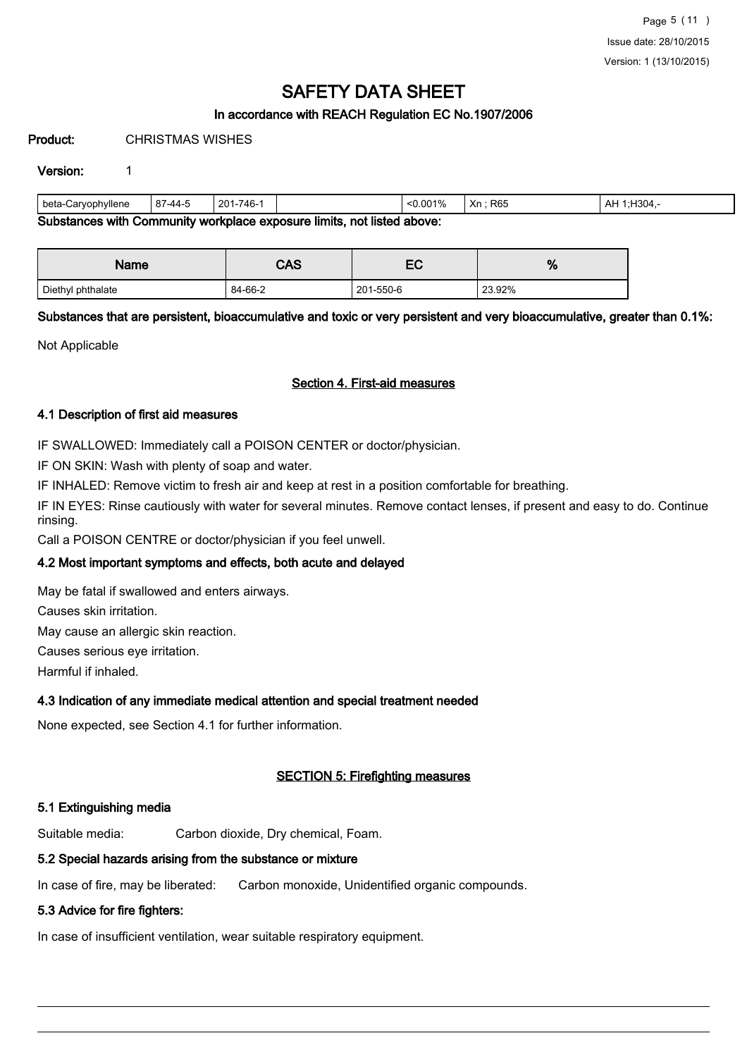| beta-Caryophyllene | 87-44-5 | 201-746-1 | | <0.001% | Xn ; R65 | AH 1;H304,- |
|---|---|---|---|---|---|---|

**Substances with Community workplace exposure limits, not listed above:**

| Name | CAS | EC | % |
|---|---|---|---|
| Diethyl phthalate | 84-66-2 | 201-550-6 | 23.92% |

**Substances that are persistent, bioaccumulative and toxic or very persistent and very bioaccumulative, greater than 0.1%:**

Not Applicable

## Section 4. First-aid measures

### 4.1 Description of first aid measures

IF SWALLOWED: Immediately call a POISON CENTER or doctor/physician.

IF ON SKIN: Wash with plenty of soap and water.

IF INHALED: Remove victim to fresh air and keep at rest in a position comfortable for breathing.

IF IN EYES: Rinse cautiously with water for several minutes. Remove contact lenses, if present and easy to do. Continue rinsing.

Call a POISON CENTRE or doctor/physician if you feel unwell.

### 4.2 Most important symptoms and effects, both acute and delayed

May be fatal if swallowed and enters airways.

Causes skin irritation.

May cause an allergic skin reaction.

Causes serious eye irritation.

Harmful if inhaled.

### 4.3 Indication of any immediate medical attention and special treatment needed

None expected, see Section 4.1 for further information.

## SECTION 5: Firefighting measures

### 5.1 Extinguishing media

Suitable media: Carbon dioxide, Dry chemical, Foam.

### 5.2 Special hazards arising from the substance or mixture

In case of fire, may be liberated: Carbon monoxide, Unidentified organic compounds.

### 5.3 Advice for fire fighters:

In case of insufficient ventilation, wear suitable respiratory equipment.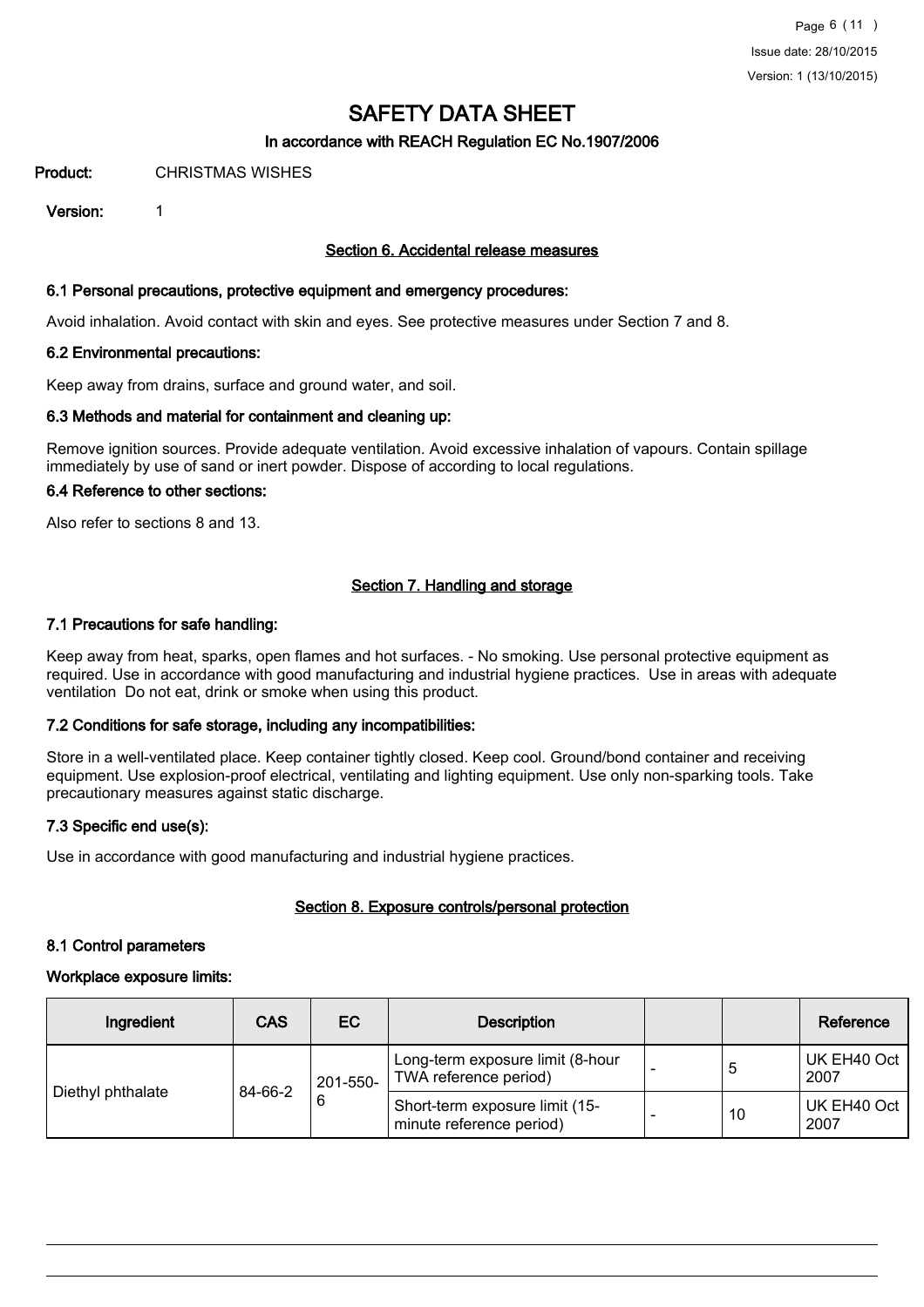# SAFETY DATA SHEET

**In accordance with REACH Regulation EC No.1907/2006**

**Product:** CHRISTMAS WISHES

**Version:** 1

## Section 6. Accidental release measures

### 6.1 Personal precautions, protective equipment and emergency procedures:

Avoid inhalation. Avoid contact with skin and eyes. See protective measures under Section 7 and 8.

### 6.2 Environmental precautions:

Keep away from drains, surface and ground water, and soil.

### 6.3 Methods and material for containment and cleaning up:

Remove ignition sources. Provide adequate ventilation. Avoid excessive inhalation of vapours. Contain spillage immediately by use of sand or inert powder. Dispose of according to local regulations.

### 6.4 Reference to other sections:

Also refer to sections 8 and 13.

## Section 7. Handling and storage

### 7.1 Precautions for safe handling:

Keep away from heat, sparks, open flames and hot surfaces. - No smoking. Use personal protective equipment as required. Use in accordance with good manufacturing and industrial hygiene practices. Use in areas with adequate ventilation Do not eat, drink or smoke when using this product.

### 7.2 Conditions for safe storage, including any incompatibilities:

Store in a well-ventilated place. Keep container tightly closed. Keep cool. Ground/bond container and receiving equipment. Use explosion-proof electrical, ventilating and lighting equipment. Use only non-sparking tools. Take precautionary measures against static discharge.

### 7.3 Specific end use(s):

Use in accordance with good manufacturing and industrial hygiene practices.

## Section 8. Exposure controls/personal protection

### 8.1 Control parameters

**Workplace exposure limits:**

| Ingredient | CAS | EC | Description | | | Reference |
|---|---|---|---|---|---|---|
| Diethyl phthalate | 84-66-2 | 201-550-6 | Long-term exposure limit (8-hour TWA reference period) | - | 5 | UK EH40 Oct 2007 |
| | | | Short-term exposure limit (15-minute reference period) | - | 10 | UK EH40 Oct 2007 |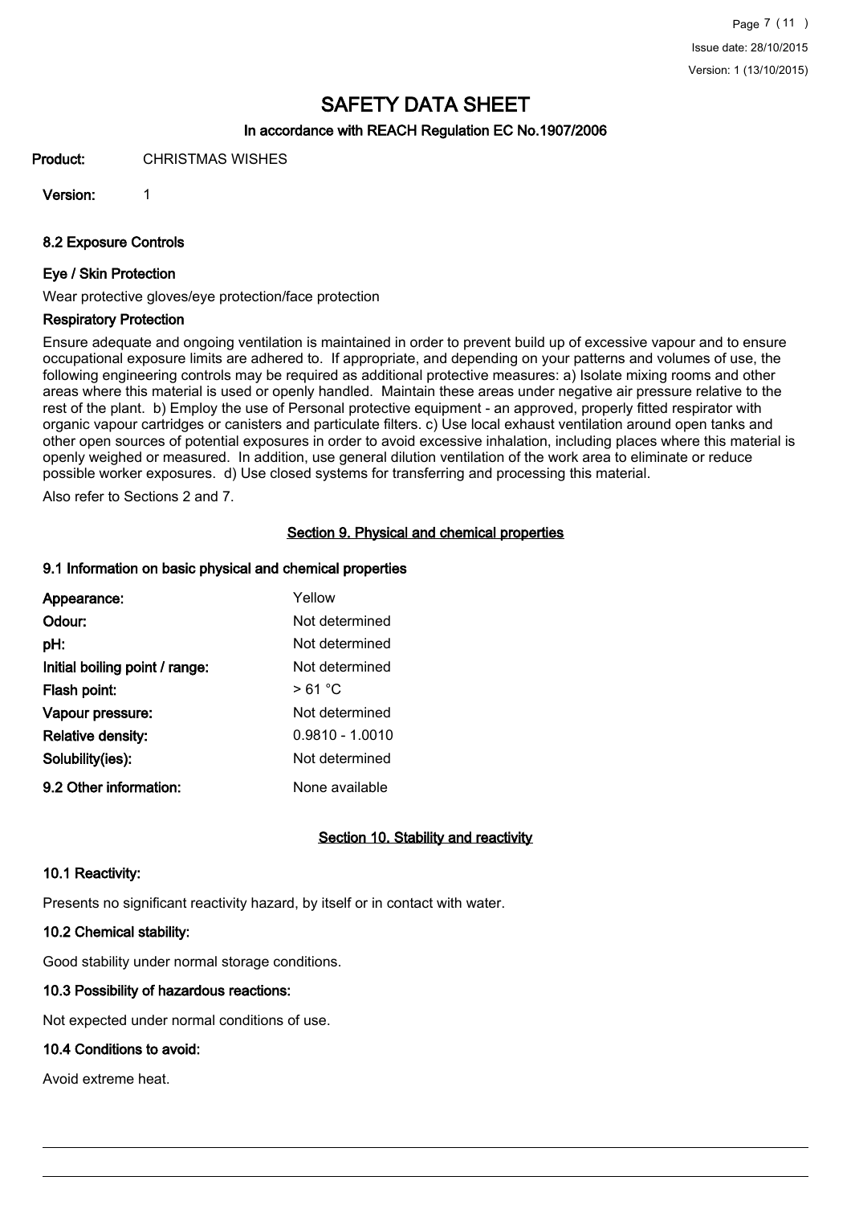# SAFETY DATA SHEET

**In accordance with REACH Regulation EC No.1907/2006**

**Product:** CHRISTMAS WISHES

**Version:** 1

### 8.2 Exposure Controls

#### Eye / Skin Protection

Wear protective gloves/eye protection/face protection

#### Respiratory Protection

Ensure adequate and ongoing ventilation is maintained in order to prevent build up of excessive vapour and to ensure occupational exposure limits are adhered to. If appropriate, and depending on your patterns and volumes of use, the following engineering controls may be required as additional protective measures: a) Isolate mixing rooms and other areas where this material is used or openly handled. Maintain these areas under negative air pressure relative to the rest of the plant. b) Employ the use of Personal protective equipment - an approved, properly fitted respirator with organic vapour cartridges or canisters and particulate filters. c) Use local exhaust ventilation around open tanks and other open sources of potential exposures in order to avoid excessive inhalation, including places where this material is openly weighed or measured. In addition, use general dilution ventilation of the work area to eliminate or reduce possible worker exposures. d) Use closed systems for transferring and processing this material.

Also refer to Sections 2 and 7.

## Section 9. Physical and chemical properties

### 9.1 Information on basic physical and chemical properties

| | |
|---|---|
| **Appearance:** | Yellow |
| **Odour:** | Not determined |
| **pH:** | Not determined |
| **Initial boiling point / range:** | Not determined |
| **Flash point:** | > 61 °C |
| **Vapour pressure:** | Not determined |
| **Relative density:** | 0.9810 - 1.0010 |
| **Solubility(ies):** | Not determined |
| **9.2 Other information:** | None available |

## Section 10. Stability and reactivity

### 10.1 Reactivity:

Presents no significant reactivity hazard, by itself or in contact with water.

### 10.2 Chemical stability:

Good stability under normal storage conditions.

### 10.3 Possibility of hazardous reactions:

Not expected under normal conditions of use.

### 10.4 Conditions to avoid:

Avoid extreme heat.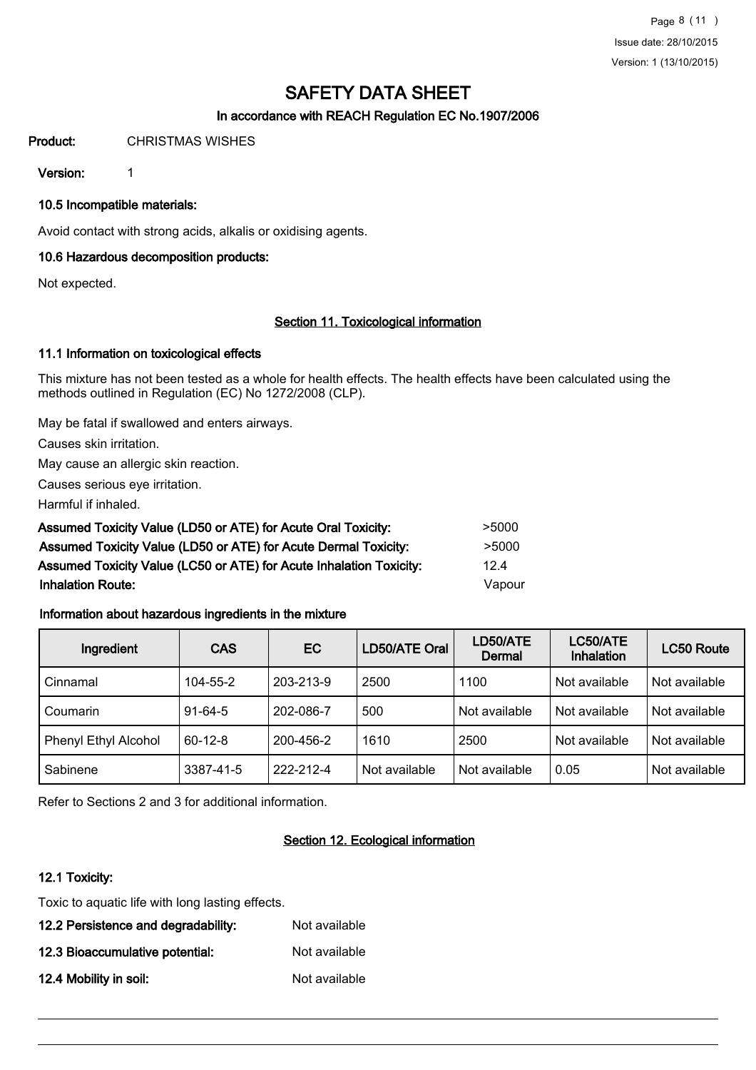# SAFETY DATA SHEET

**In accordance with REACH Regulation EC No.1907/2006**

**Product:** CHRISTMAS WISHES

**Version:** 1

### 10.5 Incompatible materials:

Avoid contact with strong acids, alkalis or oxidising agents.

### 10.6 Hazardous decomposition products:

Not expected.

## Section 11. Toxicological information

### 11.1 Information on toxicological effects

This mixture has not been tested as a whole for health effects. The health effects have been calculated using the methods outlined in Regulation (EC) No 1272/2008 (CLP).

May be fatal if swallowed and enters airways.

Causes skin irritation.

May cause an allergic skin reaction.

Causes serious eye irritation.

Harmful if inhaled.

**Assumed Toxicity Value (LD50 or ATE) for Acute Oral Toxicity:** >5000

**Assumed Toxicity Value (LD50 or ATE) for Acute Dermal Toxicity:** >5000

**Assumed Toxicity Value (LC50 or ATE) for Acute Inhalation Toxicity:** 12.4

**Inhalation Route:** Vapour

**Information about hazardous ingredients in the mixture**

| Ingredient | CAS | EC | LD50/ATE Oral | LD50/ATE Dermal | LC50/ATE Inhalation | LC50 Route |
|---|---|---|---|---|---|---|
| Cinnamal | 104-55-2 | 203-213-9 | 2500 | 1100 | Not available | Not available |
| Coumarin | 91-64-5 | 202-086-7 | 500 | Not available | Not available | Not available |
| Phenyl Ethyl Alcohol | 60-12-8 | 200-456-2 | 1610 | 2500 | Not available | Not available |
| Sabinene | 3387-41-5 | 222-212-4 | Not available | Not available | 0.05 | Not available |

Refer to Sections 2 and 3 for additional information.

## Section 12. Ecological information

### 12.1 Toxicity:

Toxic to aquatic life with long lasting effects.

**12.2 Persistence and degradability:** Not available

**12.3 Bioaccumulative potential:** Not available

**12.4 Mobility in soil:** Not available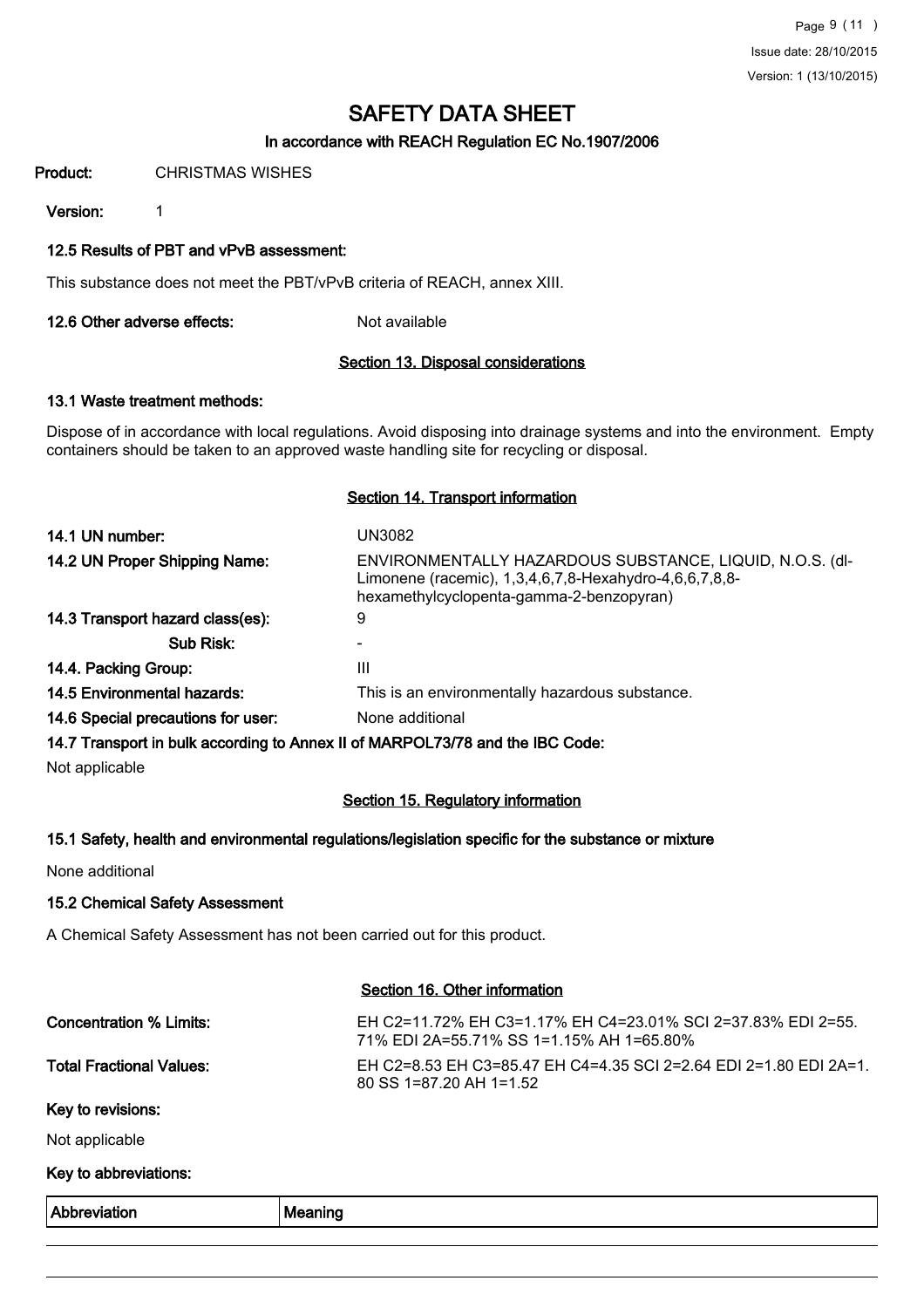# SAFETY DATA SHEET

### In accordance with REACH Regulation EC No.1907/2006

**Product:** CHRISTMAS WISHES

**Version:** 1

**12.5 Results of PBT and vPvB assessment:**

This substance does not meet the PBT/vPvB criteria of REACH, annex XIII.

**12.6 Other adverse effects:** Not available

## Section 13. Disposal considerations

**13.1 Waste treatment methods:**

Dispose of in accordance with local regulations. Avoid disposing into drainage systems and into the environment. Empty containers should be taken to an approved waste handling site for recycling or disposal.

## Section 14. Transport information

| | |
|---|---|
| **14.1 UN number:** | UN3082 |
| **14.2 UN Proper Shipping Name:** | ENVIRONMENTALLY HAZARDOUS SUBSTANCE, LIQUID, N.O.S. (dl-Limonene (racemic), 1,3,4,6,7,8-Hexahydro-4,6,6,7,8,8-hexamethylcyclopenta-gamma-2-benzopyran) |
| **14.3 Transport hazard class(es):** | 9 |
| **Sub Risk:** | - |
| **14.4. Packing Group:** | III |
| **14.5 Environmental hazards:** | This is an environmentally hazardous substance. |
| **14.6 Special precautions for user:** | None additional |

**14.7 Transport in bulk according to Annex II of MARPOL73/78 and the IBC Code:**

Not applicable

## Section 15. Regulatory information

**15.1 Safety, health and environmental regulations/legislation specific for the substance or mixture**

None additional

**15.2 Chemical Safety Assessment**

A Chemical Safety Assessment has not been carried out for this product.

## Section 16. Other information

| | |
|---|---|
| **Concentration % Limits:** | EH C2=11.72% EH C3=1.17% EH C4=23.01% SCI 2=37.83% EDI 2=55.71% EDI 2A=55.71% SS 1=1.15% AH 1=65.80% |
| **Total Fractional Values:** | EH C2=8.53 EH C3=85.47 EH C4=4.35 SCI 2=2.64 EDI 2=1.80 EDI 2A=1.80 SS 1=87.20 AH 1=1.52 |

**Key to revisions:**

Not applicable

**Key to abbreviations:**

| Abbreviation | Meaning |
|---|---|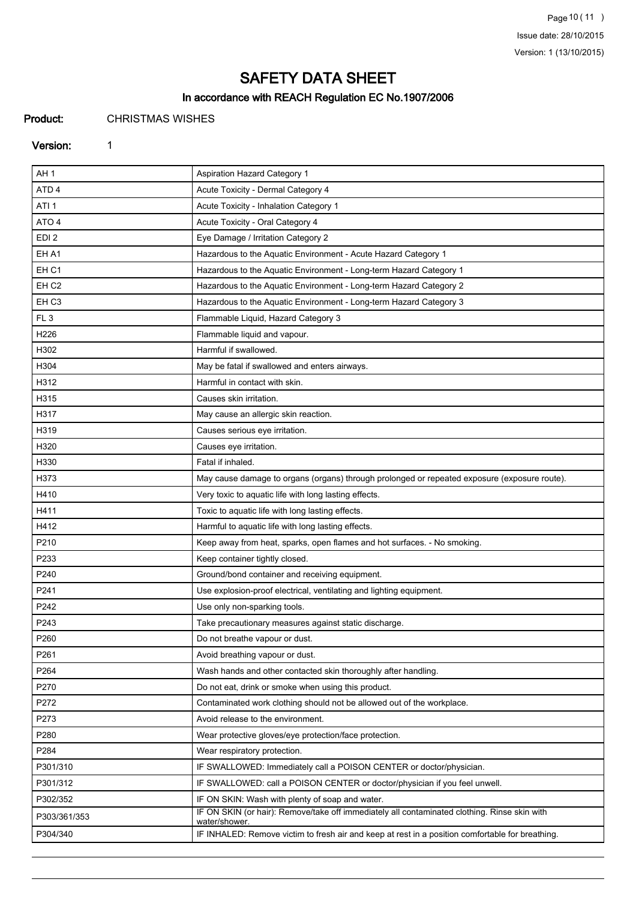# SAFETY DATA SHEET

## In accordance with REACH Regulation EC No.1907/2006

**Product:** CHRISTMAS WISHES

**Version:** 1

| | |
|---|---|
| AH 1 | Aspiration Hazard Category 1 |
| ATD 4 | Acute Toxicity - Dermal Category 4 |
| ATI 1 | Acute Toxicity - Inhalation Category 1 |
| ATO 4 | Acute Toxicity - Oral Category 4 |
| EDI 2 | Eye Damage / Irritation Category 2 |
| EH A1 | Hazardous to the Aquatic Environment - Acute Hazard Category 1 |
| EH C1 | Hazardous to the Aquatic Environment - Long-term Hazard Category 1 |
| EH C2 | Hazardous to the Aquatic Environment - Long-term Hazard Category 2 |
| EH C3 | Hazardous to the Aquatic Environment - Long-term Hazard Category 3 |
| FL 3 | Flammable Liquid, Hazard Category 3 |
| H226 | Flammable liquid and vapour. |
| H302 | Harmful if swallowed. |
| H304 | May be fatal if swallowed and enters airways. |
| H312 | Harmful in contact with skin. |
| H315 | Causes skin irritation. |
| H317 | May cause an allergic skin reaction. |
| H319 | Causes serious eye irritation. |
| H320 | Causes eye irritation. |
| H330 | Fatal if inhaled. |
| H373 | May cause damage to organs (organs) through prolonged or repeated exposure (exposure route). |
| H410 | Very toxic to aquatic life with long lasting effects. |
| H411 | Toxic to aquatic life with long lasting effects. |
| H412 | Harmful to aquatic life with long lasting effects. |
| P210 | Keep away from heat, sparks, open flames and hot surfaces. - No smoking. |
| P233 | Keep container tightly closed. |
| P240 | Ground/bond container and receiving equipment. |
| P241 | Use explosion-proof electrical, ventilating and lighting equipment. |
| P242 | Use only non-sparking tools. |
| P243 | Take precautionary measures against static discharge. |
| P260 | Do not breathe vapour or dust. |
| P261 | Avoid breathing vapour or dust. |
| P264 | Wash hands and other contacted skin thoroughly after handling. |
| P270 | Do not eat, drink or smoke when using this product. |
| P272 | Contaminated work clothing should not be allowed out of the workplace. |
| P273 | Avoid release to the environment. |
| P280 | Wear protective gloves/eye protection/face protection. |
| P284 | Wear respiratory protection. |
| P301/310 | IF SWALLOWED: Immediately call a POISON CENTER or doctor/physician. |
| P301/312 | IF SWALLOWED: call a POISON CENTER or doctor/physician if you feel unwell. |
| P302/352 | IF ON SKIN: Wash with plenty of soap and water. |
| P303/361/353 | IF ON SKIN (or hair): Remove/take off immediately all contaminated clothing. Rinse skin with water/shower. |
| P304/340 | IF INHALED: Remove victim to fresh air and keep at rest in a position comfortable for breathing. |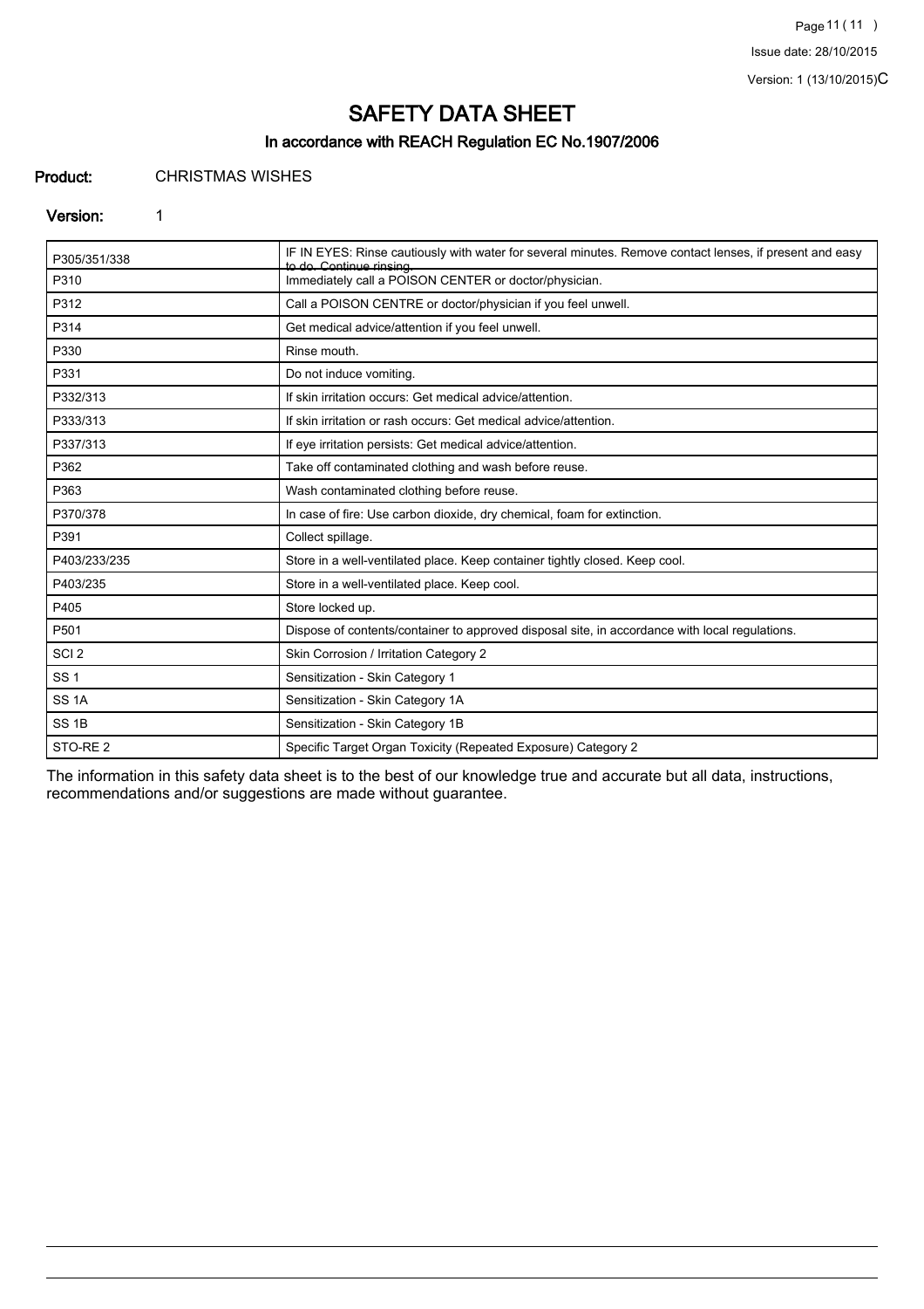# SAFETY DATA SHEET

## In accordance with REACH Regulation EC No.1907/2006

**Product:** CHRISTMAS WISHES

**Version:** 1

| | |
|---|---|
| P305/351/338 | IF IN EYES: Rinse cautiously with water for several minutes. Remove contact lenses, if present and easy to do. Continue rinsing. |
| P310 | Immediately call a POISON CENTER or doctor/physician. |
| P312 | Call a POISON CENTRE or doctor/physician if you feel unwell. |
| P314 | Get medical advice/attention if you feel unwell. |
| P330 | Rinse mouth. |
| P331 | Do not induce vomiting. |
| P332/313 | If skin irritation occurs: Get medical advice/attention. |
| P333/313 | If skin irritation or rash occurs: Get medical advice/attention. |
| P337/313 | If eye irritation persists: Get medical advice/attention. |
| P362 | Take off contaminated clothing and wash before reuse. |
| P363 | Wash contaminated clothing before reuse. |
| P370/378 | In case of fire: Use carbon dioxide, dry chemical, foam for extinction. |
| P391 | Collect spillage. |
| P403/233/235 | Store in a well-ventilated place. Keep container tightly closed. Keep cool. |
| P403/235 | Store in a well-ventilated place. Keep cool. |
| P405 | Store locked up. |
| P501 | Dispose of contents/container to approved disposal site, in accordance with local regulations. |
| SCI 2 | Skin Corrosion / Irritation Category 2 |
| SS 1 | Sensitization - Skin Category 1 |
| SS 1A | Sensitization - Skin Category 1A |
| SS 1B | Sensitization - Skin Category 1B |
| STO-RE 2 | Specific Target Organ Toxicity (Repeated Exposure) Category 2 |

The information in this safety data sheet is to the best of our knowledge true and accurate but all data, instructions, recommendations and/or suggestions are made without guarantee.